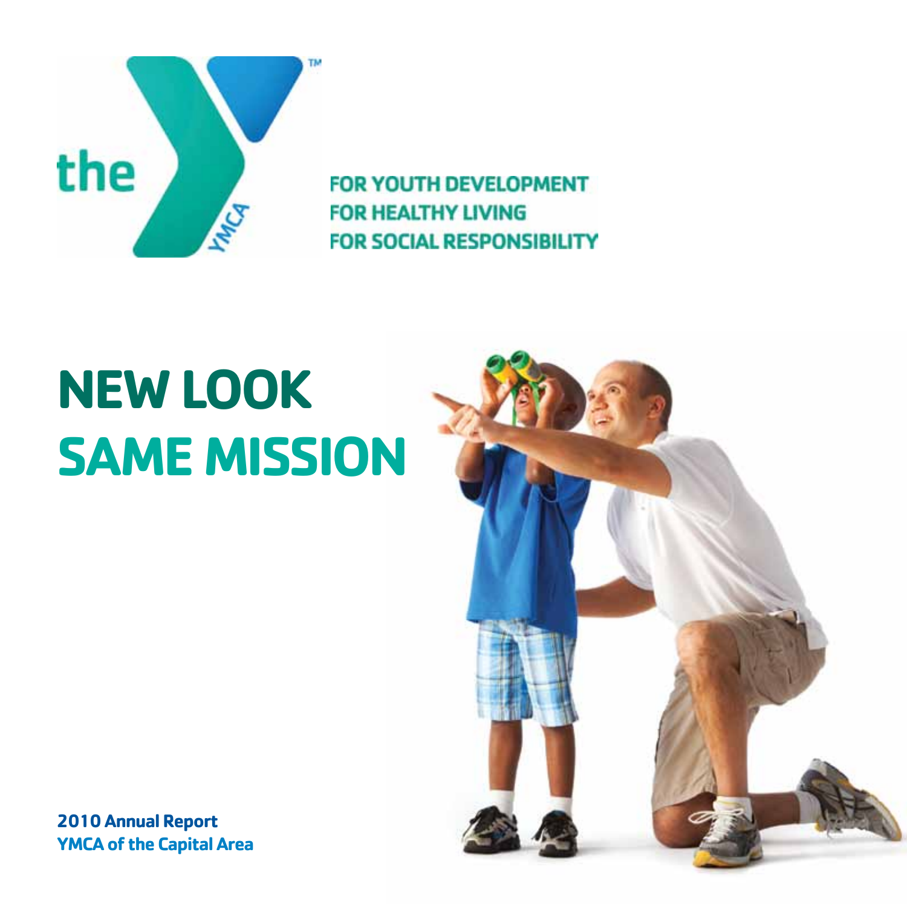the YMCA

FOR YOUTH DEVELOPMENT
FOR HEALTHY LIVING
FOR SOCIAL RESPONSIBILITY

# NEW LOOK SAME MISSION

**2010 Annual Report**
**YMCA of the Capital Area**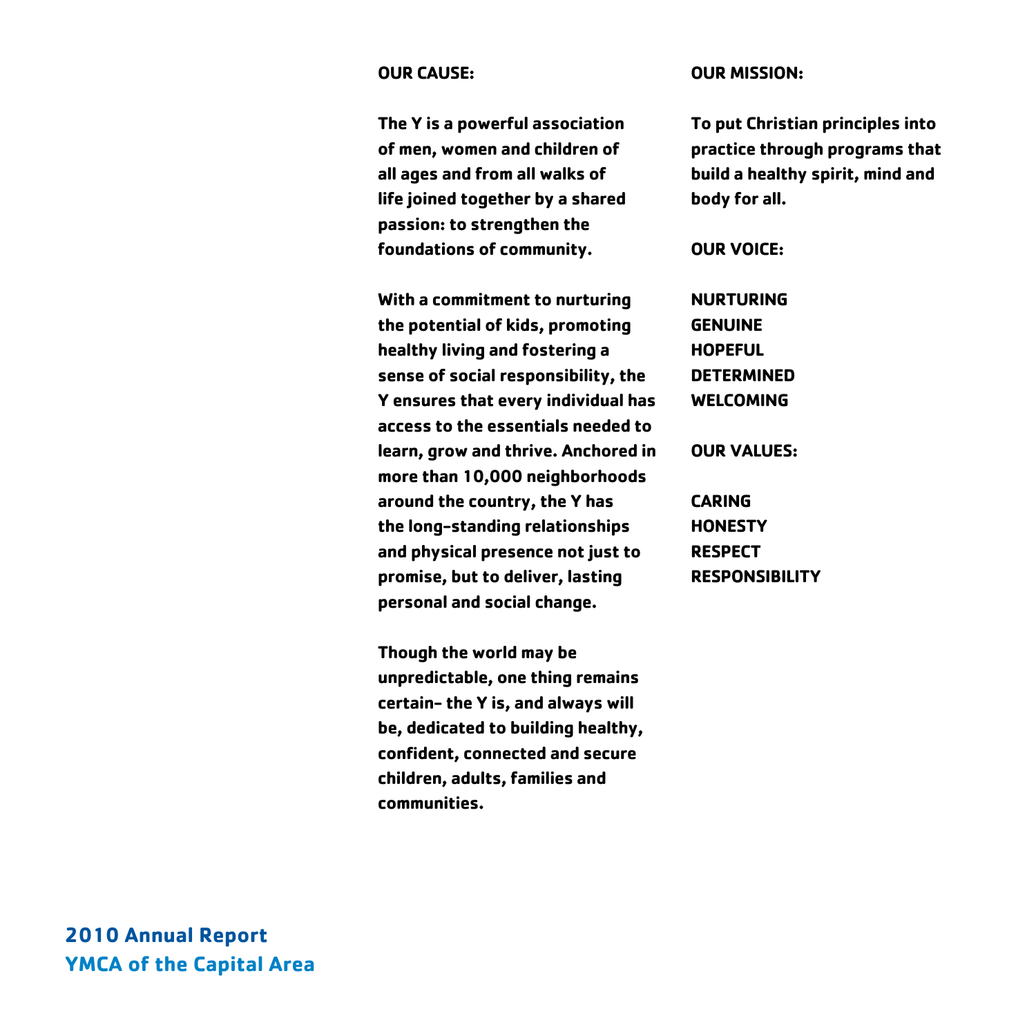## OUR CAUSE:

The Y is a powerful association of men, women and children of all ages and from all walks of life joined together by a shared passion: to strengthen the foundations of community.

With a commitment to nurturing the potential of kids, promoting healthy living and fostering a sense of social responsibility, the Y ensures that every individual has access to the essentials needed to learn, grow and thrive. Anchored in more than 10,000 neighborhoods around the country, the Y has the long-standing relationships and physical presence not just to promise, but to deliver, lasting personal and social change.

Though the world may be unpredictable, one thing remains certain– the Y is, and always will be, dedicated to building healthy, confident, connected and secure children, adults, families and communities.

## OUR MISSION:

To put Christian principles into practice through programs that build a healthy spirit, mind and body for all.

## OUR VOICE:

NURTURING
GENUINE
HOPEFUL
DETERMINED
WELCOMING

## OUR VALUES:

CARING
HONESTY
RESPECT
RESPONSIBILITY

**2010 Annual Report**
**YMCA of the Capital Area**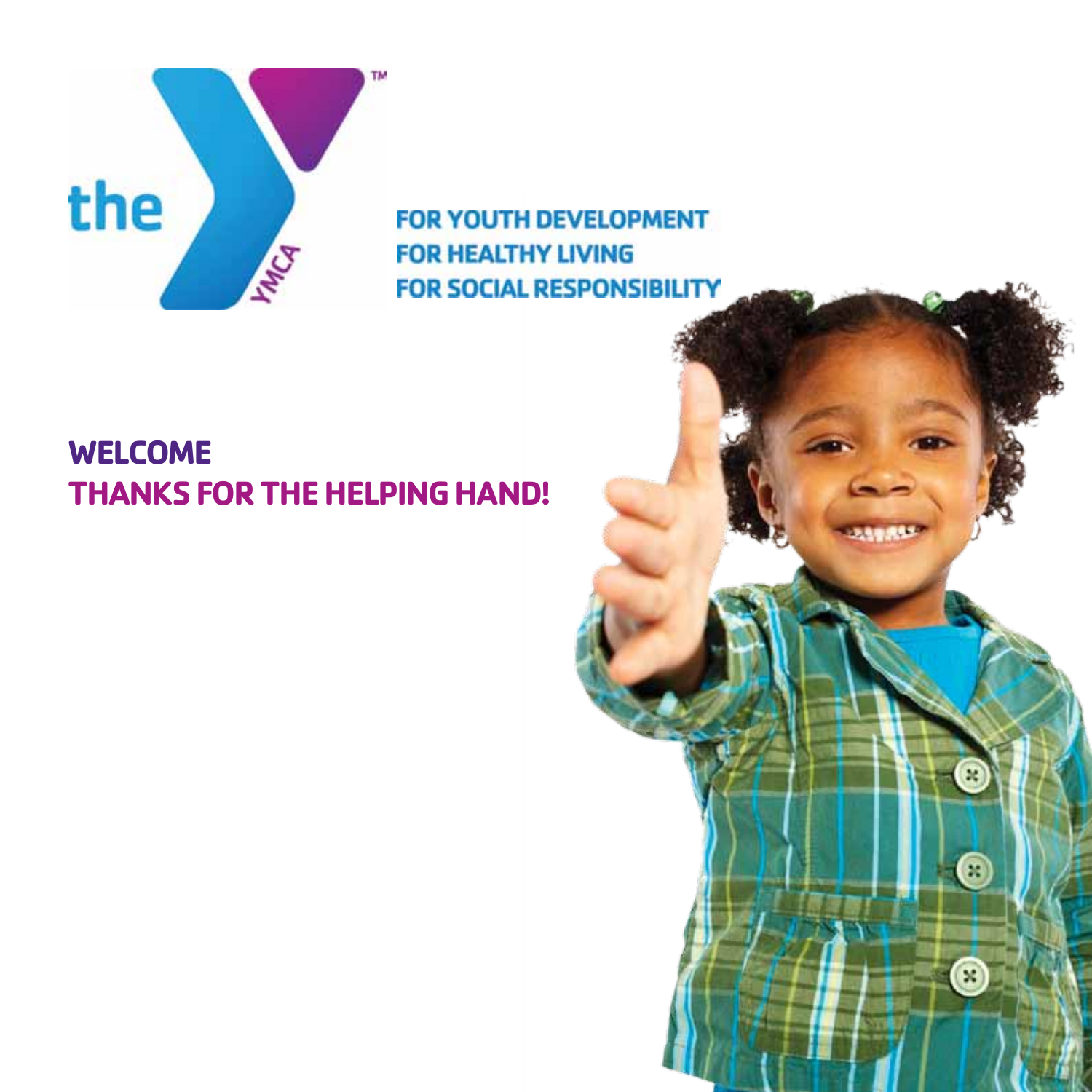FOR YOUTH DEVELOPMENT
FOR HEALTHY LIVING
FOR SOCIAL RESPONSIBILITY

# WELCOME

## THANKS FOR THE HELPING HAND!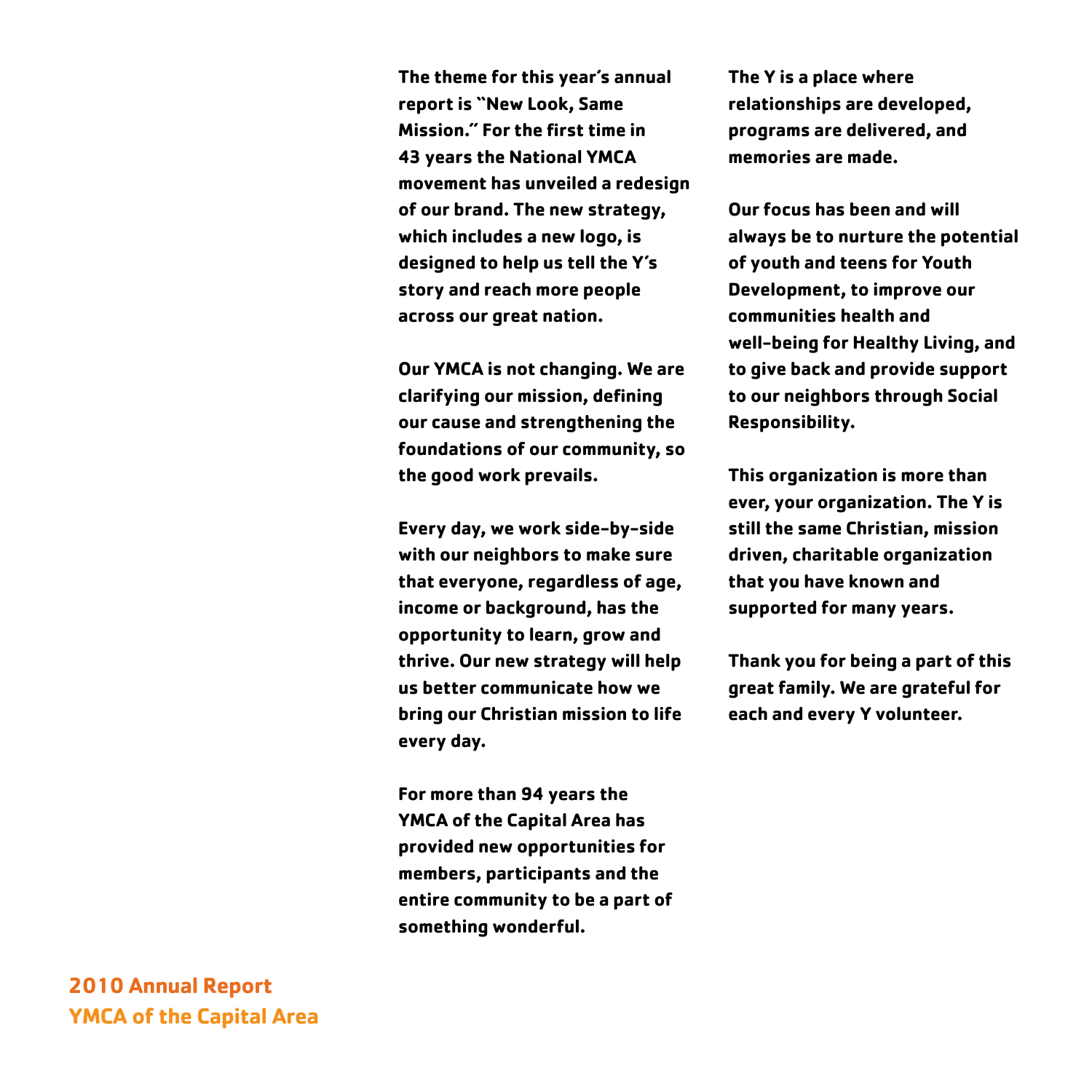The theme for this year's annual report is "New Look, Same Mission." For the first time in 43 years the National YMCA movement has unveiled a redesign of our brand. The new strategy, which includes a new logo, is designed to help us tell the Y's story and reach more people across our great nation.

Our YMCA is not changing. We are clarifying our mission, defining our cause and strengthening the foundations of our community, so the good work prevails.

Every day, we work side-by-side with our neighbors to make sure that everyone, regardless of age, income or background, has the opportunity to learn, grow and thrive. Our new strategy will help us better communicate how we bring our Christian mission to life every day.

For more than 94 years the YMCA of the Capital Area has provided new opportunities for members, participants and the entire community to be a part of something wonderful.

The Y is a place where relationships are developed, programs are delivered, and memories are made.

Our focus has been and will always be to nurture the potential of youth and teens for Youth Development, to improve our communities health and well-being for Healthy Living, and to give back and provide support to our neighbors through Social Responsibility.

This organization is more than ever, your organization. The Y is still the same Christian, mission driven, charitable organization that you have known and supported for many years.

Thank you for being a part of this great family. We are grateful for each and every Y volunteer.

**2010 Annual Report**
**YMCA of the Capital Area**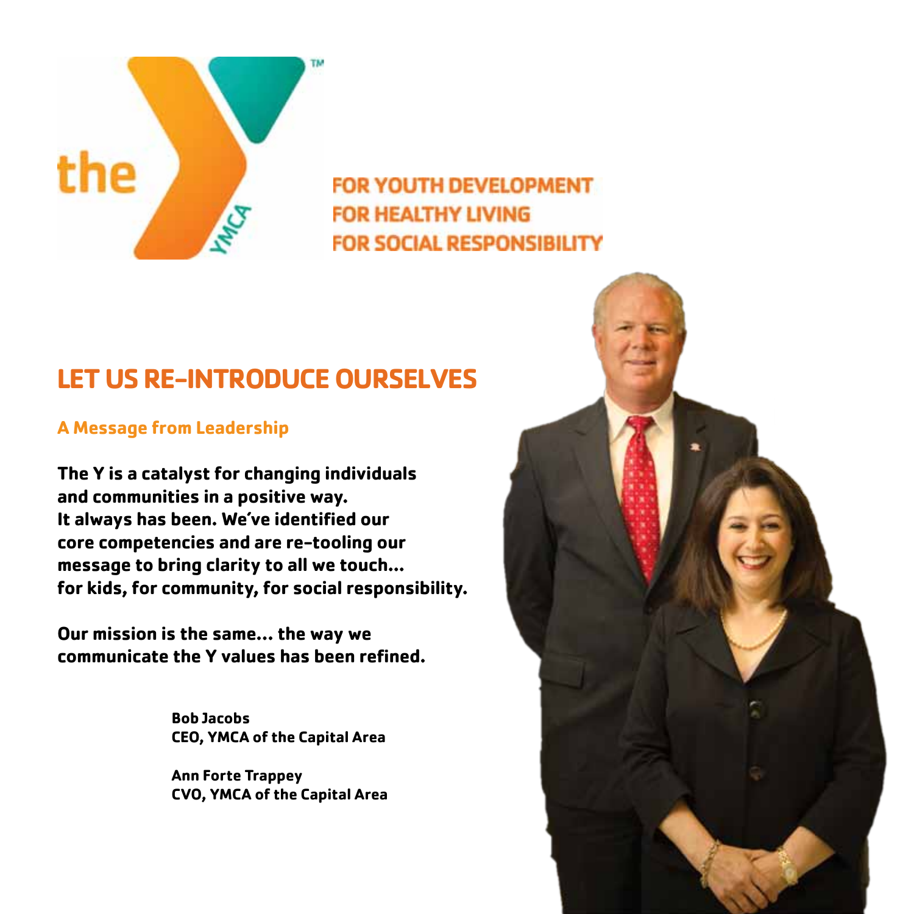FOR YOUTH DEVELOPMENT
FOR HEALTHY LIVING
FOR SOCIAL RESPONSIBILITY

# LET US RE-INTRODUCE OURSELVES

## A Message from Leadership

**The Y is a catalyst for changing individuals and communities in a positive way. It always has been. We've identified our core competencies and are re-tooling our message to bring clarity to all we touch... for kids, for community, for social responsibility.**

**Our mission is the same... the way we communicate the Y values has been refined.**

**Bob Jacobs**
**CEO, YMCA of the Capital Area**

**Ann Forte Trappey**
**CVO, YMCA of the Capital Area**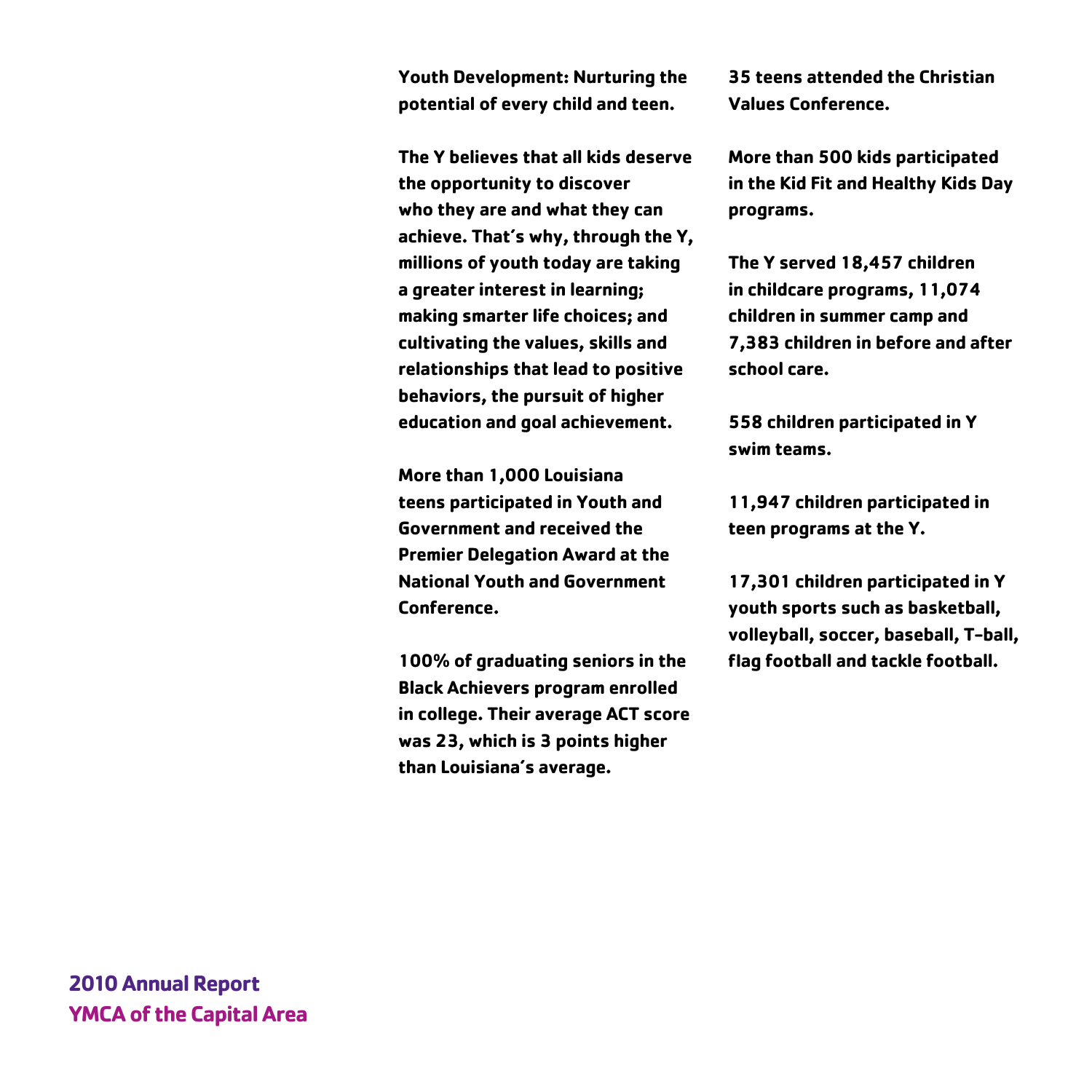**Youth Development: Nurturing the potential of every child and teen.**

The Y believes that all kids deserve the opportunity to discover who they are and what they can achieve. That's why, through the Y, millions of youth today are taking a greater interest in learning; making smarter life choices; and cultivating the values, skills and relationships that lead to positive behaviors, the pursuit of higher education and goal achievement.

More than 1,000 Louisiana teens participated in Youth and Government and received the Premier Delegation Award at the National Youth and Government Conference.

100% of graduating seniors in the Black Achievers program enrolled in college. Their average ACT score was 23, which is 3 points higher than Louisiana's average.

35 teens attended the Christian Values Conference.

More than 500 kids participated in the Kid Fit and Healthy Kids Day programs.

The Y served 18,457 children in childcare programs, 11,074 children in summer camp and 7,383 children in before and after school care.

558 children participated in Y swim teams.

11,947 children participated in teen programs at the Y.

17,301 children participated in Y youth sports such as basketball, volleyball, soccer, baseball, T-ball, flag football and tackle football.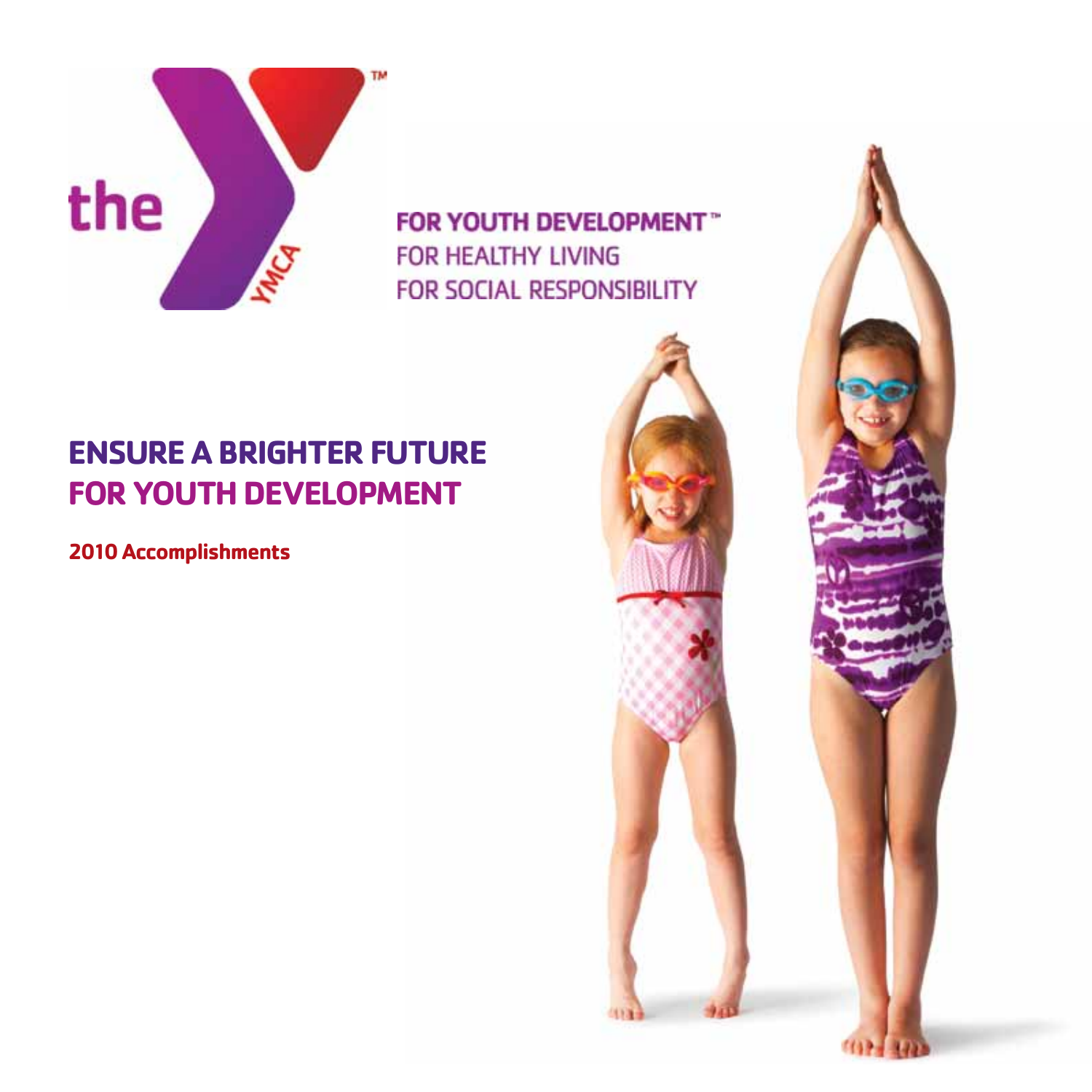the YMCA

**FOR YOUTH DEVELOPMENT™**
FOR HEALTHY LIVING
FOR SOCIAL RESPONSIBILITY

# ENSURE A BRIGHTER FUTURE FOR YOUTH DEVELOPMENT

**2010 Accomplishments**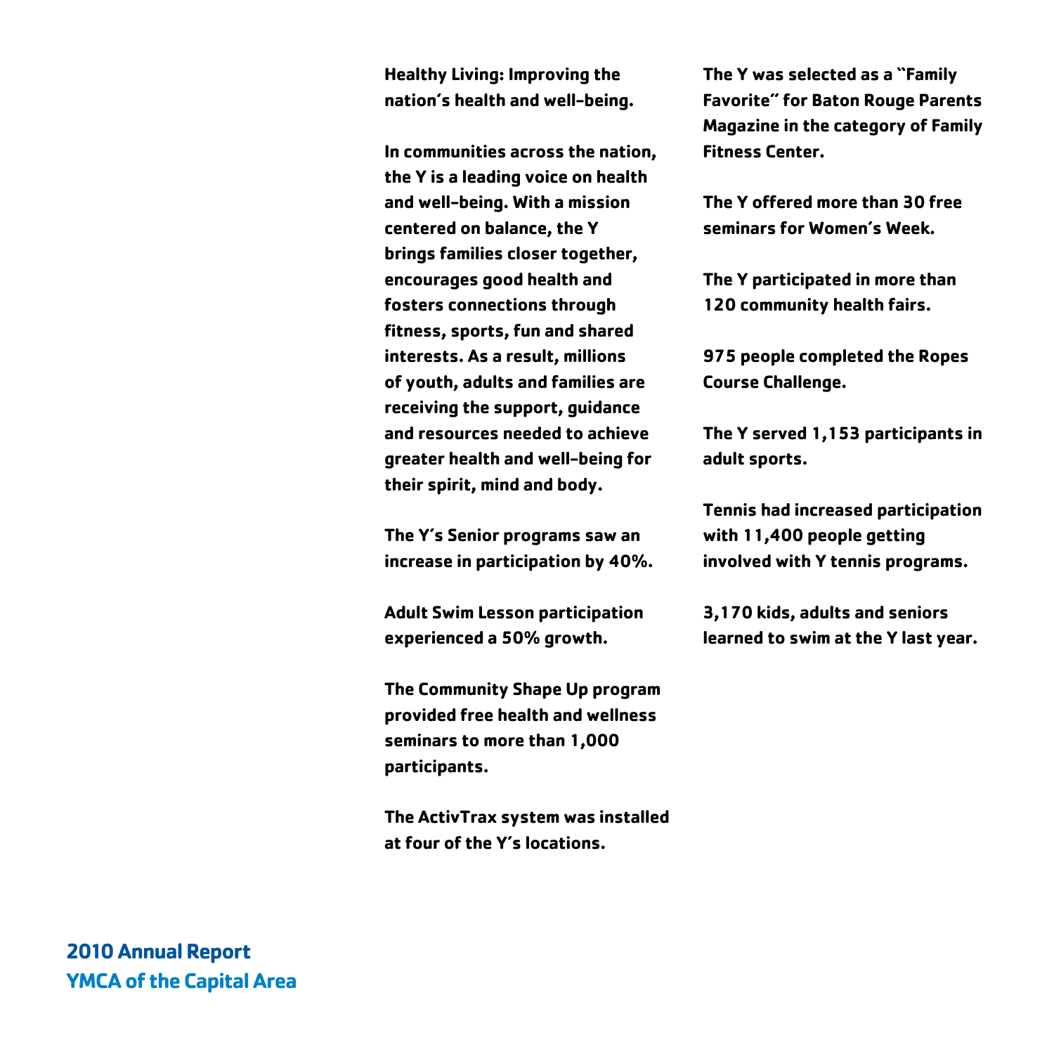**Healthy Living: Improving the nation's health and well-being.**

In communities across the nation, the Y is a leading voice on health and well-being. With a mission centered on balance, the Y brings families closer together, encourages good health and fosters connections through fitness, sports, fun and shared interests. As a result, millions of youth, adults and families are receiving the support, guidance and resources needed to achieve greater health and well-being for their spirit, mind and body.

The Y's Senior programs saw an increase in participation by 40%.

Adult Swim Lesson participation experienced a 50% growth.

The Community Shape Up program provided free health and wellness seminars to more than 1,000 participants.

The ActivTrax system was installed at four of the Y's locations.

The Y was selected as a "Family Favorite" for Baton Rouge Parents Magazine in the category of Family Fitness Center.

The Y offered more than 30 free seminars for Women's Week.

The Y participated in more than 120 community health fairs.

975 people completed the Ropes Course Challenge.

The Y served 1,153 participants in adult sports.

Tennis had increased participation with 11,400 people getting involved with Y tennis programs.

3,170 kids, adults and seniors learned to swim at the Y last year.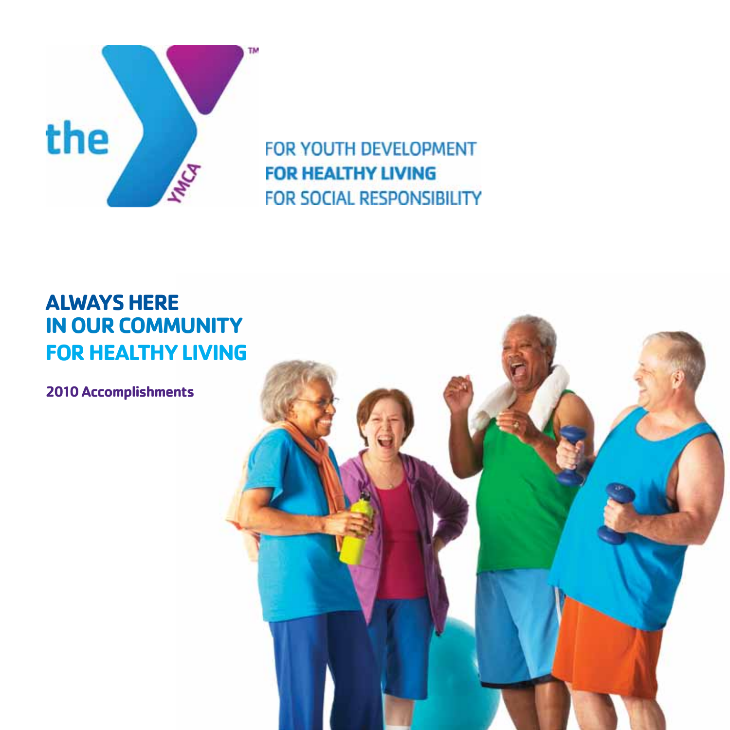the YMCA

FOR YOUTH DEVELOPMENT
**FOR HEALTHY LIVING**
FOR SOCIAL RESPONSIBILITY

# ALWAYS HERE IN OUR COMMUNITY FOR HEALTHY LIVING

**2010 Accomplishments**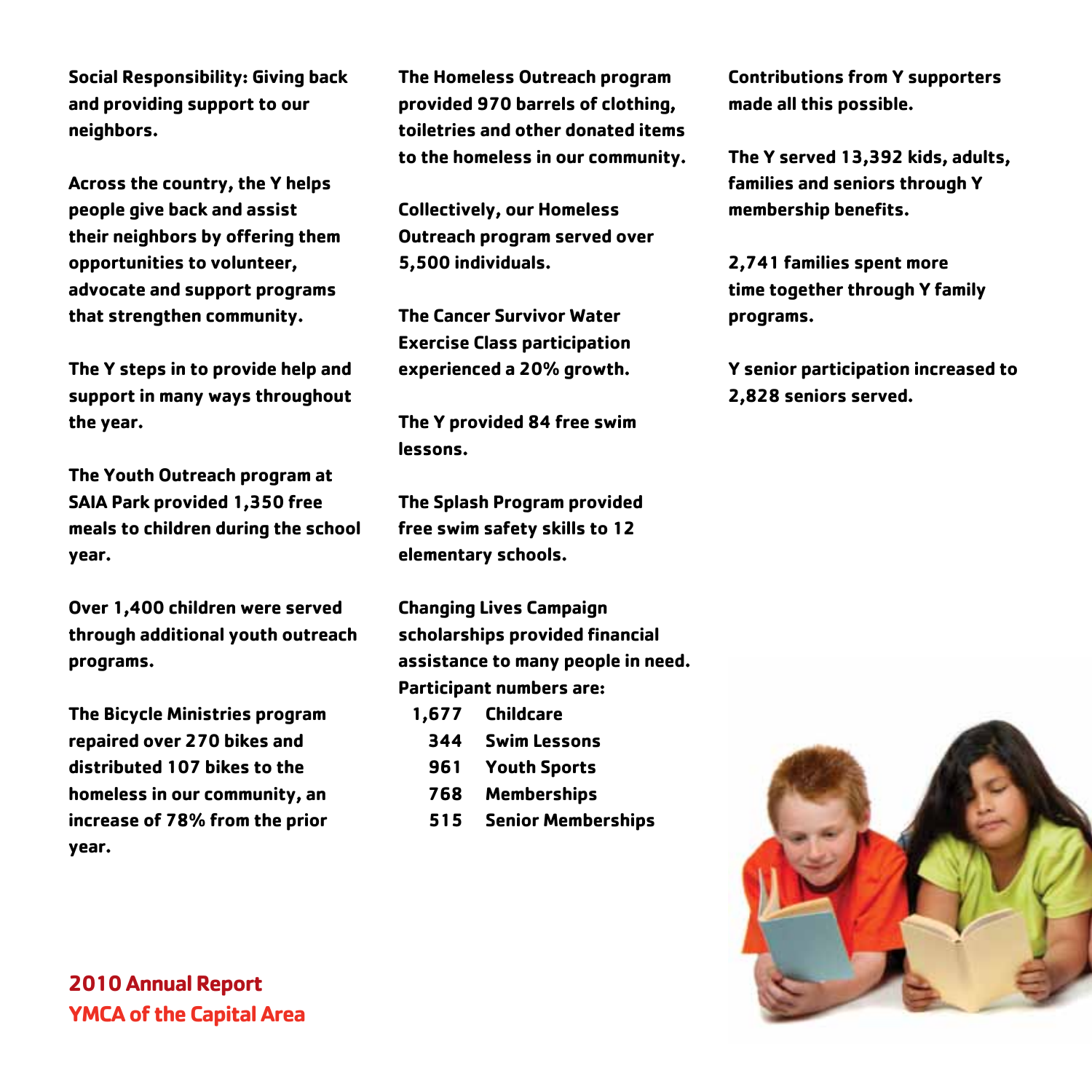**Social Responsibility: Giving back and providing support to our neighbors.**

**Across the country, the Y helps people give back and assist their neighbors by offering them opportunities to volunteer, advocate and support programs that strengthen community.**

**The Y steps in to provide help and support in many ways throughout the year.**

**The Youth Outreach program at SAIA Park provided 1,350 free meals to children during the school year.**

**Over 1,400 children were served through additional youth outreach programs.**

**The Bicycle Ministries program repaired over 270 bikes and distributed 107 bikes to the homeless in our community, an increase of 78% from the prior year.**

**The Homeless Outreach program provided 970 barrels of clothing, toiletries and other donated items to the homeless in our community.**

**Collectively, our Homeless Outreach program served over 5,500 individuals.**

**The Cancer Survivor Water Exercise Class participation experienced a 20% growth.**

**The Y provided 84 free swim lessons.**

**The Splash Program provided free swim safety skills to 12 elementary schools.**

**Changing Lives Campaign scholarships provided financial assistance to many people in need. Participant numbers are:**

| | |
|---|---|
| 1,677 | Childcare |
| 344 | Swim Lessons |
| 961 | Youth Sports |
| 768 | Memberships |
| 515 | Senior Memberships |

**Contributions from Y supporters made all this possible.**

**The Y served 13,392 kids, adults, families and seniors through Y membership benefits.**

**2,741 families spent more time together through Y family programs.**

**Y senior participation increased to 2,828 seniors served.**

**2010 Annual Report**
**YMCA of the Capital Area**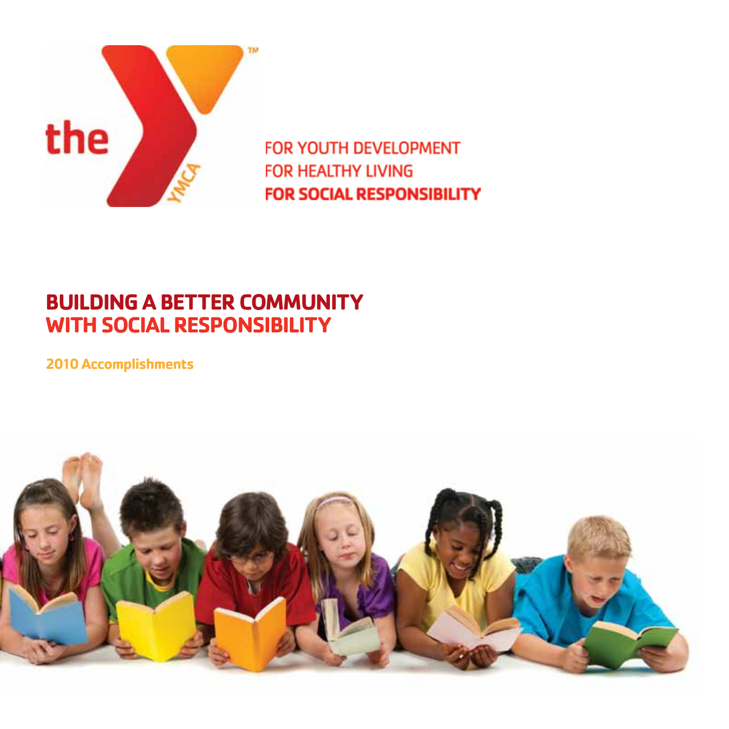the YMCA

FOR YOUTH DEVELOPMENT
FOR HEALTHY LIVING
**FOR SOCIAL RESPONSIBILITY**

# BUILDING A BETTER COMMUNITY WITH SOCIAL RESPONSIBILITY

**2010 Accomplishments**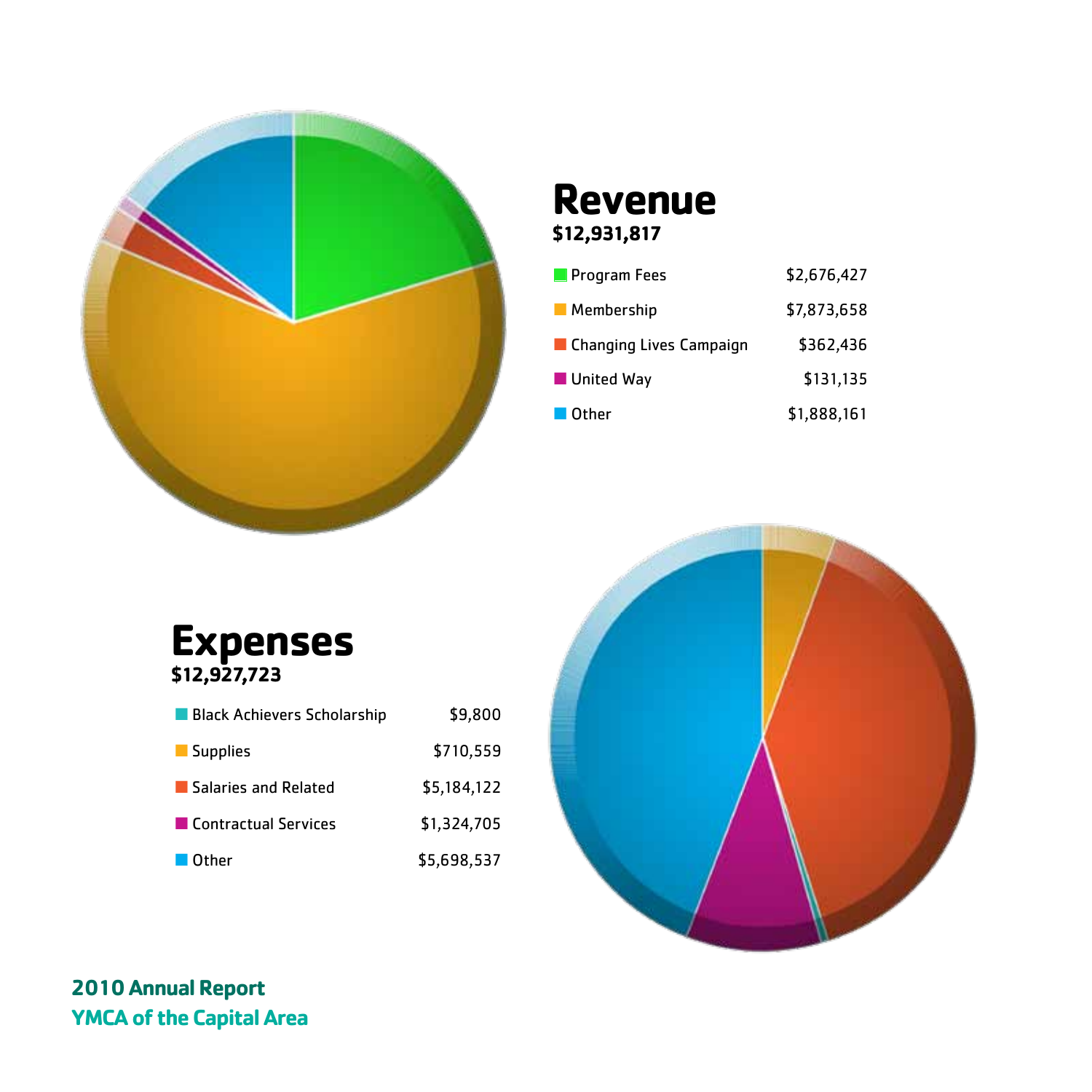## Revenue

**$12,931,817**

| Category | Amount |
|---|---|
| Program Fees | $2,676,427 |
| Membership | $7,873,658 |
| Changing Lives Campaign | $362,436 |
| United Way | $131,135 |
| Other | $1,888,161 |

## Expenses

**$12,927,723**

| Category | Amount |
|---|---|
| Black Achievers Scholarship | $9,800 |
| Supplies | $710,559 |
| Salaries and Related | $5,184,122 |
| Contractual Services | $1,324,705 |
| Other | $5,698,537 |

**2010 Annual Report**

**YMCA of the Capital Area**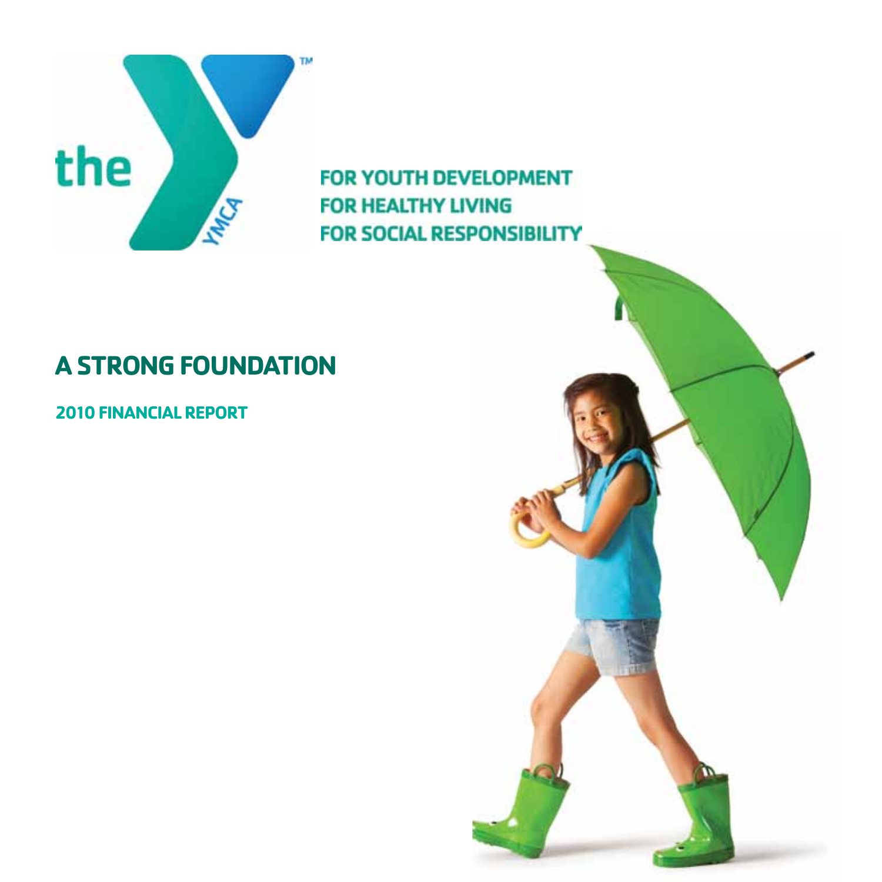the YMCA

FOR YOUTH DEVELOPMENT
FOR HEALTHY LIVING
FOR SOCIAL RESPONSIBILITY

# A STRONG FOUNDATION

## 2010 FINANCIAL REPORT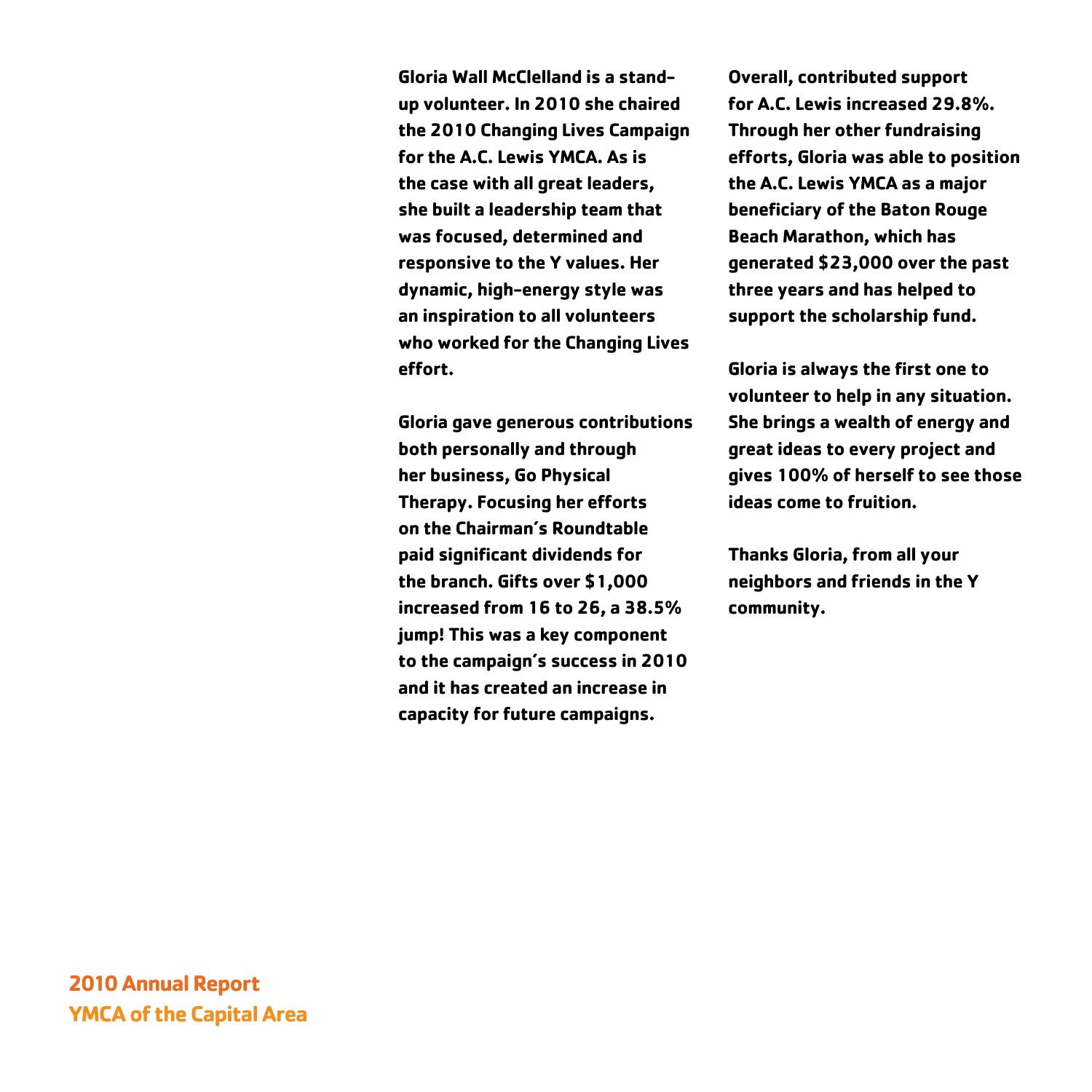Gloria Wall McClelland is a stand-up volunteer. In 2010 she chaired the 2010 Changing Lives Campaign for the A.C. Lewis YMCA. As is the case with all great leaders, she built a leadership team that was focused, determined and responsive to the Y values. Her dynamic, high-energy style was an inspiration to all volunteers who worked for the Changing Lives effort.

Gloria gave generous contributions both personally and through her business, Go Physical Therapy. Focusing her efforts on the Chairman's Roundtable paid significant dividends for the branch. Gifts over $1,000 increased from 16 to 26, a 38.5% jump! This was a key component to the campaign's success in 2010 and it has created an increase in capacity for future campaigns.

Overall, contributed support for A.C. Lewis increased 29.8%. Through her other fundraising efforts, Gloria was able to position the A.C. Lewis YMCA as a major beneficiary of the Baton Rouge Beach Marathon, which has generated $23,000 over the past three years and has helped to support the scholarship fund.

Gloria is always the first one to volunteer to help in any situation. She brings a wealth of energy and great ideas to every project and gives 100% of herself to see those ideas come to fruition.

Thanks Gloria, from all your neighbors and friends in the Y community.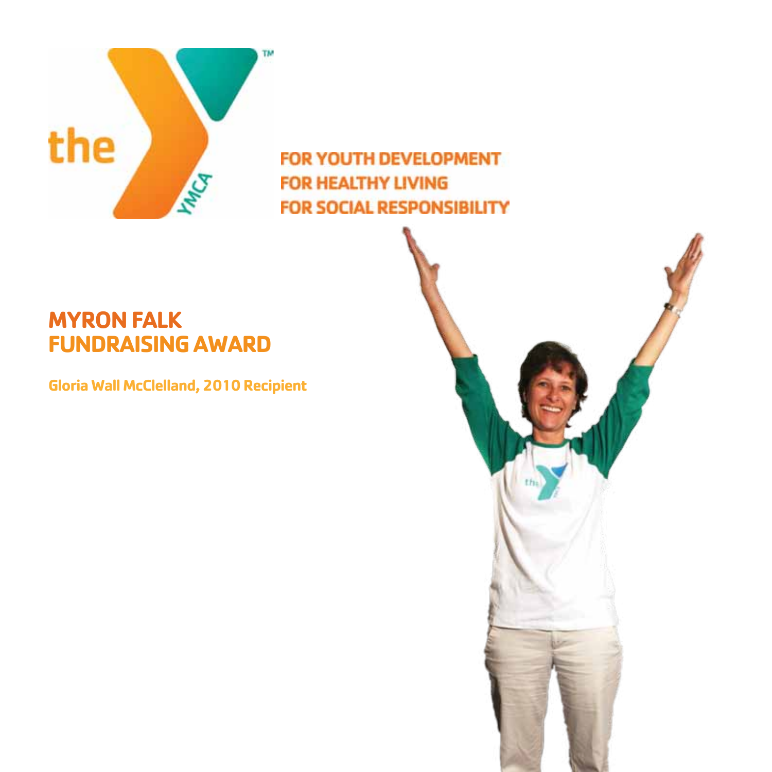FOR YOUTH DEVELOPMENT
FOR HEALTHY LIVING
FOR SOCIAL RESPONSIBILITY

# MYRON FALK FUNDRAISING AWARD

**Gloria Wall McClelland, 2010 Recipient**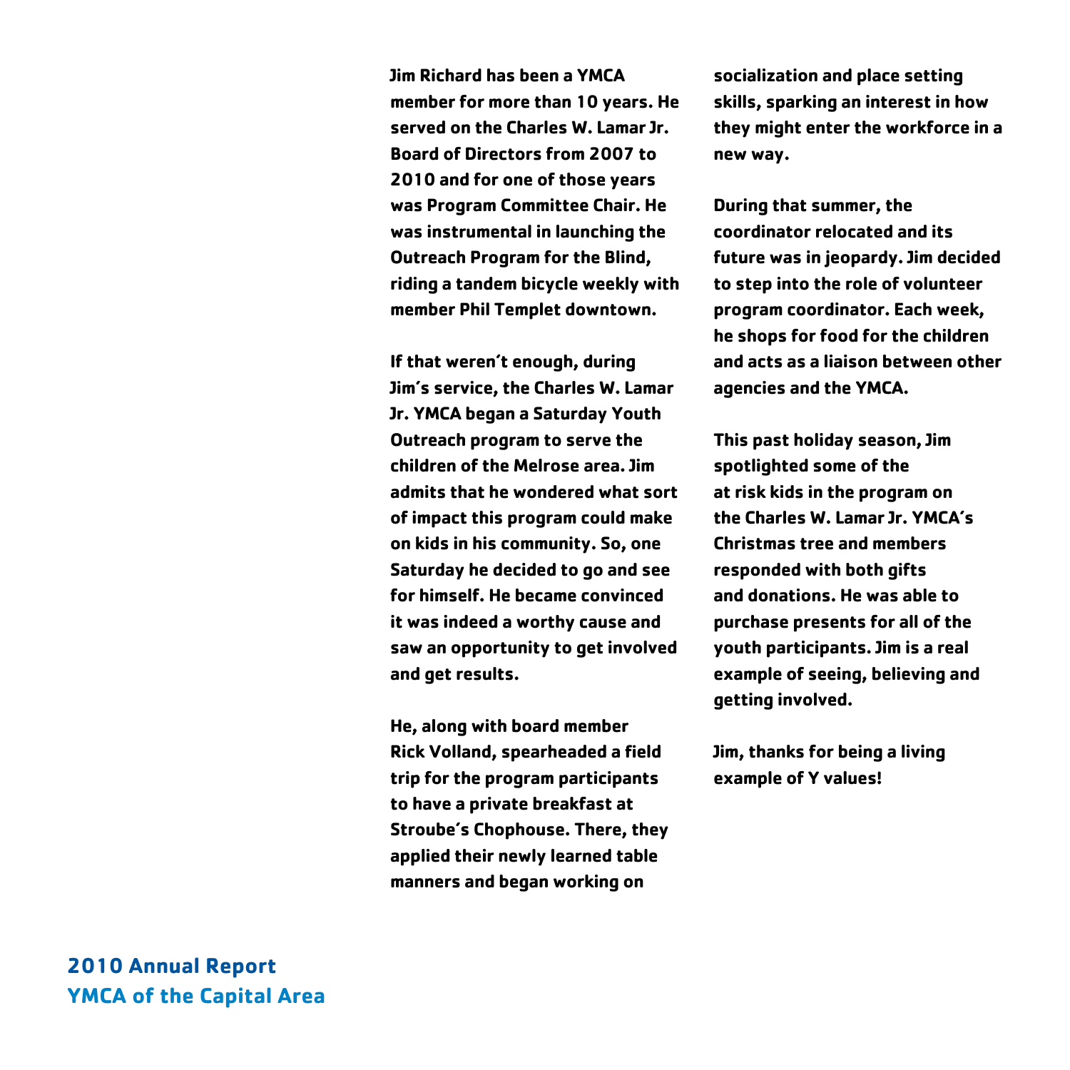Jim Richard has been a YMCA member for more than 10 years. He served on the Charles W. Lamar Jr. Board of Directors from 2007 to 2010 and for one of those years was Program Committee Chair. He was instrumental in launching the Outreach Program for the Blind, riding a tandem bicycle weekly with member Phil Templet downtown.

If that weren't enough, during Jim's service, the Charles W. Lamar Jr. YMCA began a Saturday Youth Outreach program to serve the children of the Melrose area. Jim admits that he wondered what sort of impact this program could make on kids in his community. So, one Saturday he decided to go and see for himself. He became convinced it was indeed a worthy cause and saw an opportunity to get involved and get results.

He, along with board member Rick Volland, spearheaded a field trip for the program participants to have a private breakfast at Stroube's Chophouse. There, they applied their newly learned table manners and began working on socialization and place setting skills, sparking an interest in how they might enter the workforce in a new way.

During that summer, the coordinator relocated and its future was in jeopardy. Jim decided to step into the role of volunteer program coordinator. Each week, he shops for food for the children and acts as a liaison between other agencies and the YMCA.

This past holiday season, Jim spotlighted some of the at risk kids in the program on the Charles W. Lamar Jr. YMCA's Christmas tree and members responded with both gifts and donations. He was able to purchase presents for all of the youth participants. Jim is a real example of seeing, believing and getting involved.

Jim, thanks for being a living example of Y values!

**2010 Annual Report**
**YMCA of the Capital Area**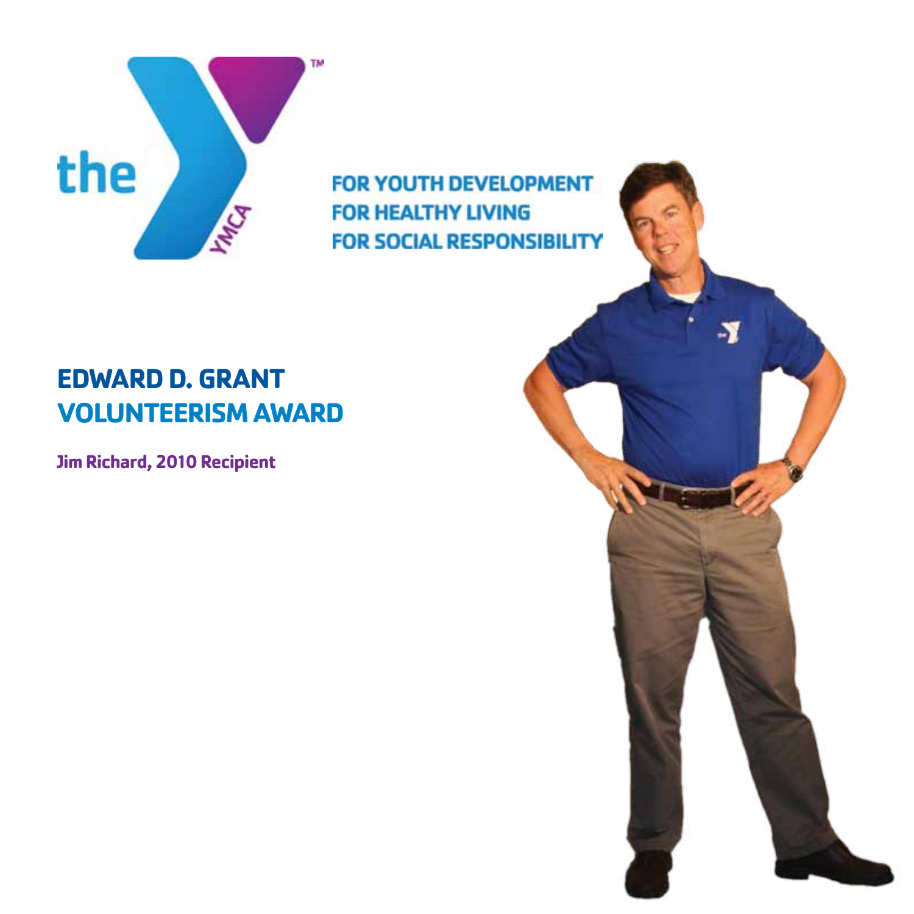FOR YOUTH DEVELOPMENT
FOR HEALTHY LIVING
FOR SOCIAL RESPONSIBILITY

# EDWARD D. GRANT VOLUNTEERISM AWARD

**Jim Richard, 2010 Recipient**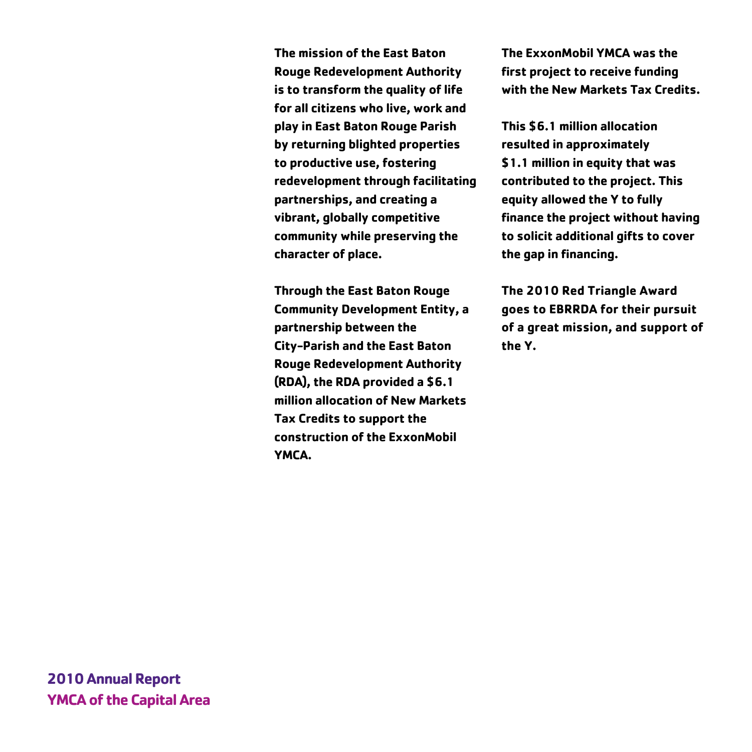**The mission of the East Baton Rouge Redevelopment Authority is to transform the quality of life for all citizens who live, work and play in East Baton Rouge Parish by returning blighted properties to productive use, fostering redevelopment through facilitating partnerships, and creating a vibrant, globally competitive community while preserving the character of place.**

**Through the East Baton Rouge Community Development Entity, a partnership between the City-Parish and the East Baton Rouge Redevelopment Authority (RDA), the RDA provided a $6.1 million allocation of New Markets Tax Credits to support the construction of the ExxonMobil YMCA.**

**The ExxonMobil YMCA was the first project to receive funding with the New Markets Tax Credits.**

**This $6.1 million allocation resulted in approximately $1.1 million in equity that was contributed to the project. This equity allowed the Y to fully finance the project without having to solicit additional gifts to cover the gap in financing.**

**The 2010 Red Triangle Award goes to EBRRDA for their pursuit of a great mission, and support of the Y.**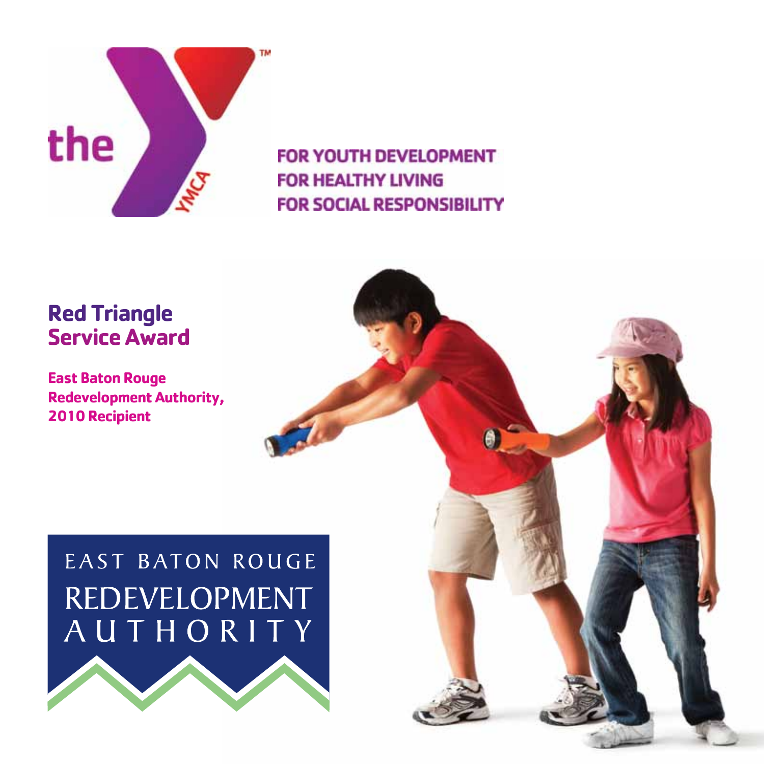the YMCA

FOR YOUTH DEVELOPMENT
FOR HEALTHY LIVING
FOR SOCIAL RESPONSIBILITY

## Red Triangle Service Award

**East Baton Rouge Redevelopment Authority, 2010 Recipient**

EAST BATON ROUGE REDEVELOPMENT AUTHORITY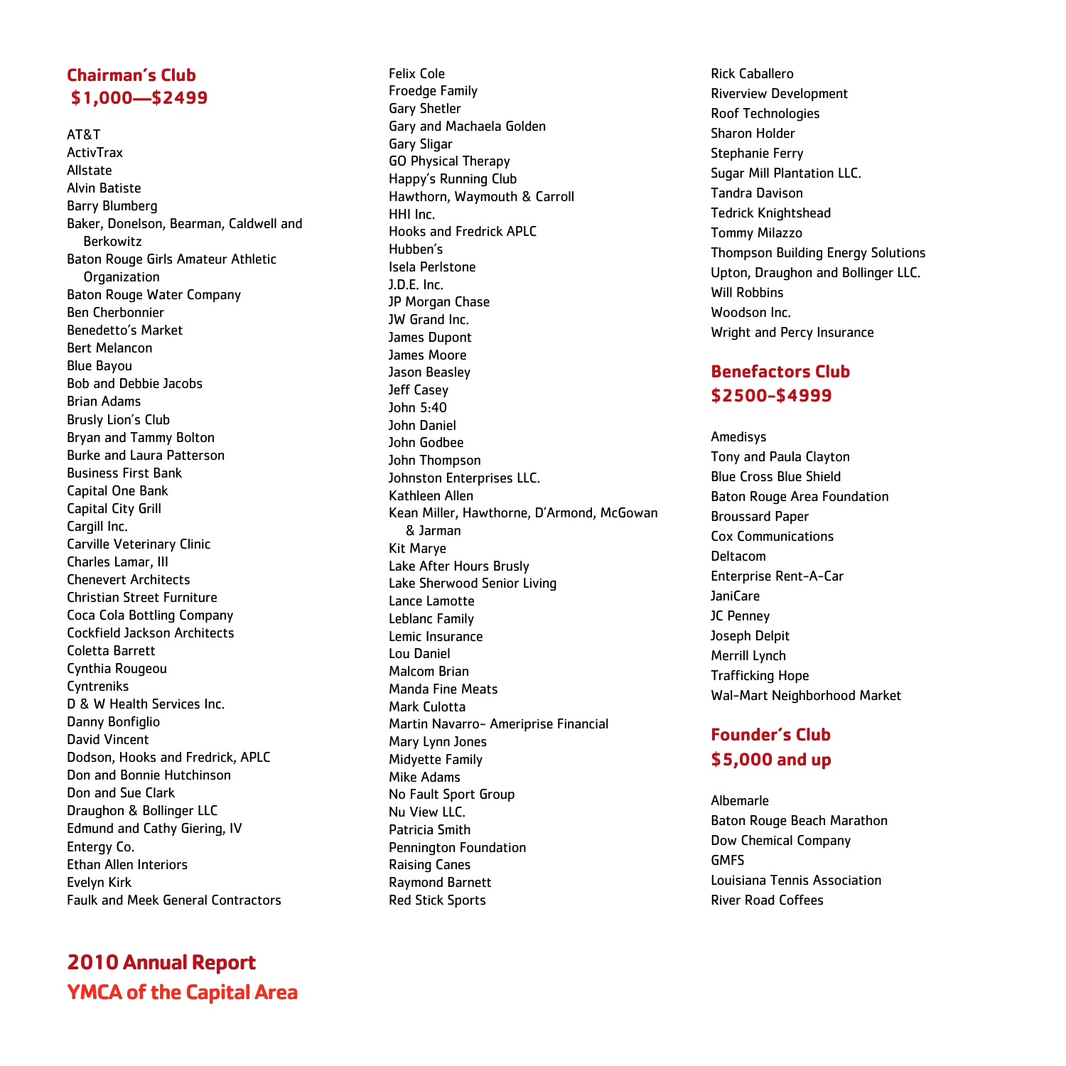## Chairman's Club
## $1,000—$2499

AT&T
ActivTrax
Allstate
Alvin Batiste
Barry Blumberg
Baker, Donelson, Bearman, Caldwell and Berkowitz
Baton Rouge Girls Amateur Athletic Organization
Baton Rouge Water Company
Ben Cherbonnier
Benedetto's Market
Bert Melancon
Blue Bayou
Bob and Debbie Jacobs
Brian Adams
Brusly Lion's Club
Bryan and Tammy Bolton
Burke and Laura Patterson
Business First Bank
Capital One Bank
Capital City Grill
Cargill Inc.
Carville Veterinary Clinic
Charles Lamar, III
Chenevert Architects
Christian Street Furniture
Coca Cola Bottling Company
Cockfield Jackson Architects
Coletta Barrett
Cynthia Rougeou
Cyntreniks
D & W Health Services Inc.
Danny Bonfiglio
David Vincent
Dodson, Hooks and Fredrick, APLC
Don and Bonnie Hutchinson
Don and Sue Clark
Draughon & Bollinger LLC
Edmund and Cathy Giering, IV
Entergy Co.
Ethan Allen Interiors
Evelyn Kirk
Faulk and Meek General Contractors
Felix Cole
Froedge Family
Gary Shetler
Gary and Machaela Golden
Gary Sligar
GO Physical Therapy
Happy's Running Club
Hawthorn, Waymouth & Carroll
HHI Inc.
Hooks and Fredrick APLC
Hubben's
Isela Perlstone
J.D.E. Inc.
JP Morgan Chase
JW Grand Inc.
James Dupont
James Moore
Jason Beasley
Jeff Casey
John 5:40
John Daniel
John Godbee
John Thompson
Johnston Enterprises LLC.
Kathleen Allen
Kean Miller, Hawthorne, D'Armond, McGowan & Jarman
Kit Marye
Lake After Hours Brusly
Lake Sherwood Senior Living
Lance Lamotte
Leblanc Family
Lemic Insurance
Lou Daniel
Malcom Brian
Manda Fine Meats
Mark Culotta
Martin Navarro- Ameriprise Financial
Mary Lynn Jones
Midyette Family
Mike Adams
No Fault Sport Group
Nu View LLC.
Patricia Smith
Pennington Foundation
Raising Canes
Raymond Barnett
Red Stick Sports
Rick Caballero
Riverview Development
Roof Technologies
Sharon Holder
Stephanie Ferry
Sugar Mill Plantation LLC.
Tandra Davison
Tedrick Knightshead
Tommy Milazzo
Thompson Building Energy Solutions
Upton, Draughon and Bollinger LLC.
Will Robbins
Woodson Inc.
Wright and Percy Insurance

## Benefactors Club
## $2500-$4999

Amedisys
Tony and Paula Clayton
Blue Cross Blue Shield
Baton Rouge Area Foundation
Broussard Paper
Cox Communications
Deltacom
Enterprise Rent-A-Car
JaniCare
JC Penney
Joseph Delpit
Merrill Lynch
Trafficking Hope
Wal-Mart Neighborhood Market

## Founder's Club
## $5,000 and up

Albemarle
Baton Rouge Beach Marathon
Dow Chemical Company
GMFS
Louisiana Tennis Association
River Road Coffees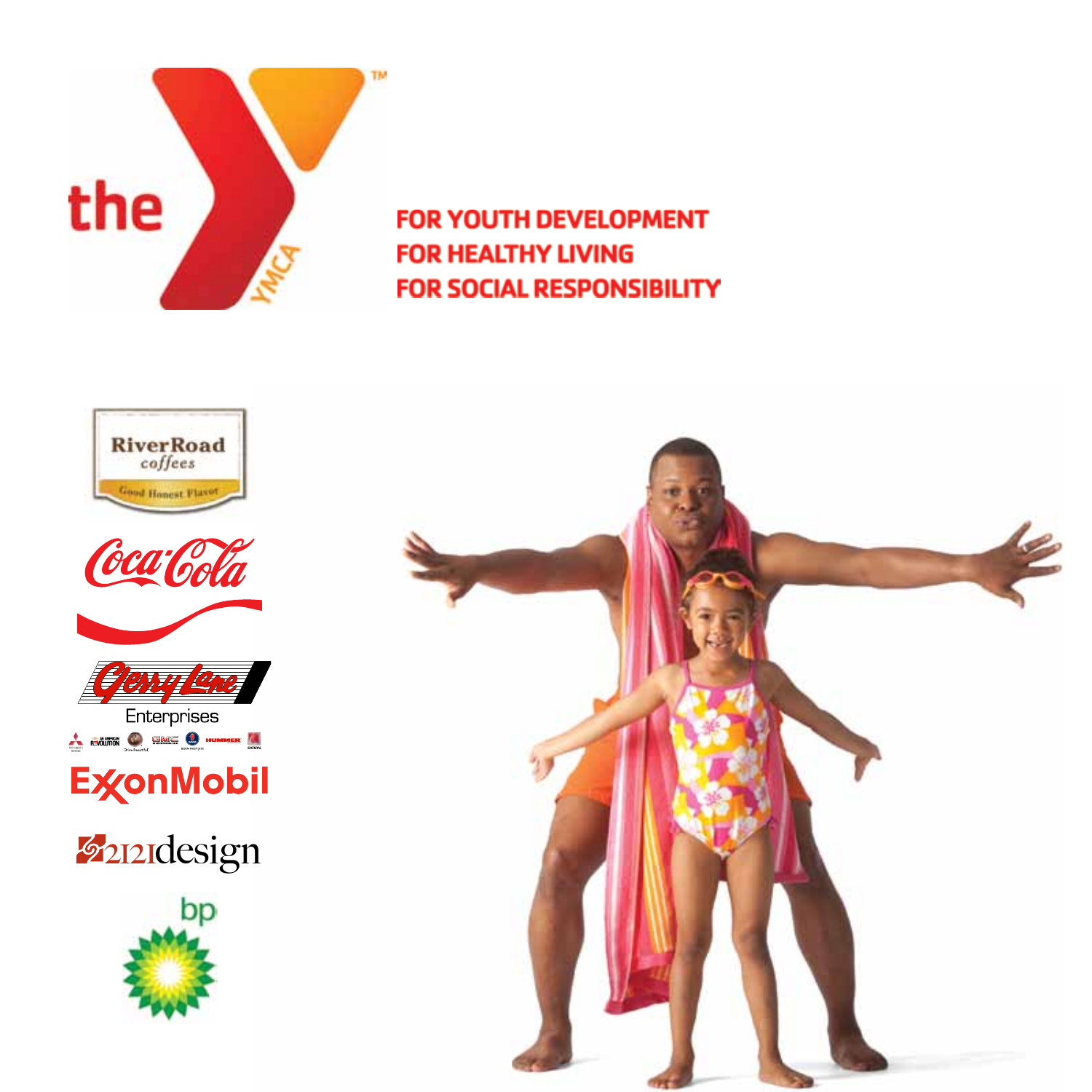the YMCA

FOR YOUTH DEVELOPMENT
FOR HEALTHY LIVING
FOR SOCIAL RESPONSIBILITY

RiverRoad coffees

Good Honest Flavor

Coca-Cola

Gerry Lane Enterprises

ExxonMobil

2121design

bp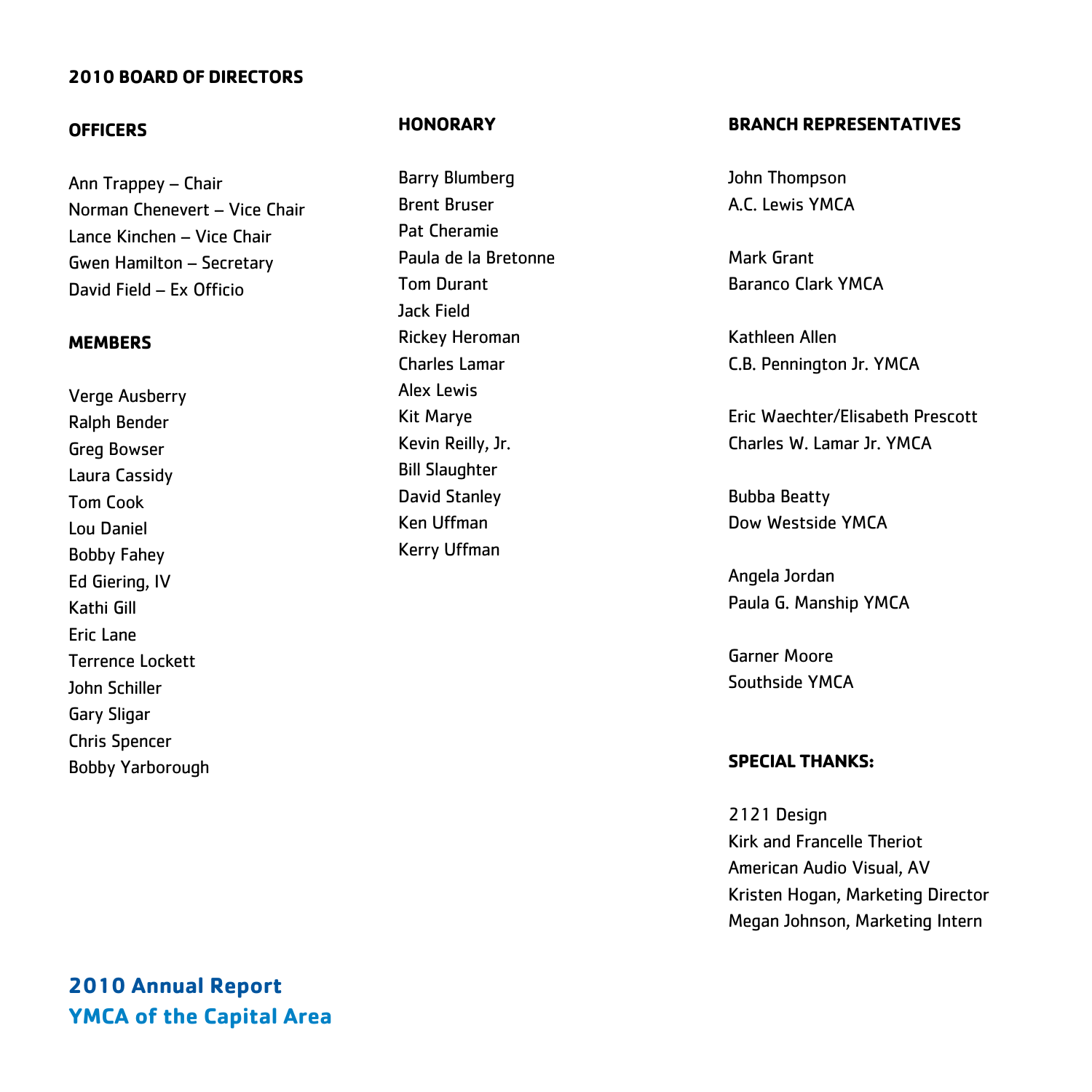# 2010 BOARD OF DIRECTORS

## OFFICERS

Ann Trappey – Chair
Norman Chenevert – Vice Chair
Lance Kinchen – Vice Chair
Gwen Hamilton – Secretary
David Field – Ex Officio

## MEMBERS

Verge Ausberry
Ralph Bender
Greg Bowser
Laura Cassidy
Tom Cook
Lou Daniel
Bobby Fahey
Ed Giering, IV
Kathi Gill
Eric Lane
Terrence Lockett
John Schiller
Gary Sligar
Chris Spencer
Bobby Yarborough

## HONORARY

Barry Blumberg
Brent Bruser
Pat Cheramie
Paula de la Bretonne
Tom Durant
Jack Field
Rickey Heroman
Charles Lamar
Alex Lewis
Kit Marye
Kevin Reilly, Jr.
Bill Slaughter
David Stanley
Ken Uffman
Kerry Uffman

## BRANCH REPRESENTATIVES

John Thompson
A.C. Lewis YMCA

Mark Grant
Baranco Clark YMCA

Kathleen Allen
C.B. Pennington Jr. YMCA

Eric Waechter/Elisabeth Prescott
Charles W. Lamar Jr. YMCA

Bubba Beatty
Dow Westside YMCA

Angela Jordan
Paula G. Manship YMCA

Garner Moore
Southside YMCA

## SPECIAL THANKS:

2121 Design
Kirk and Francelle Theriot
American Audio Visual, AV
Kristen Hogan, Marketing Director
Megan Johnson, Marketing Intern

**2010 Annual Report**
**YMCA of the Capital Area**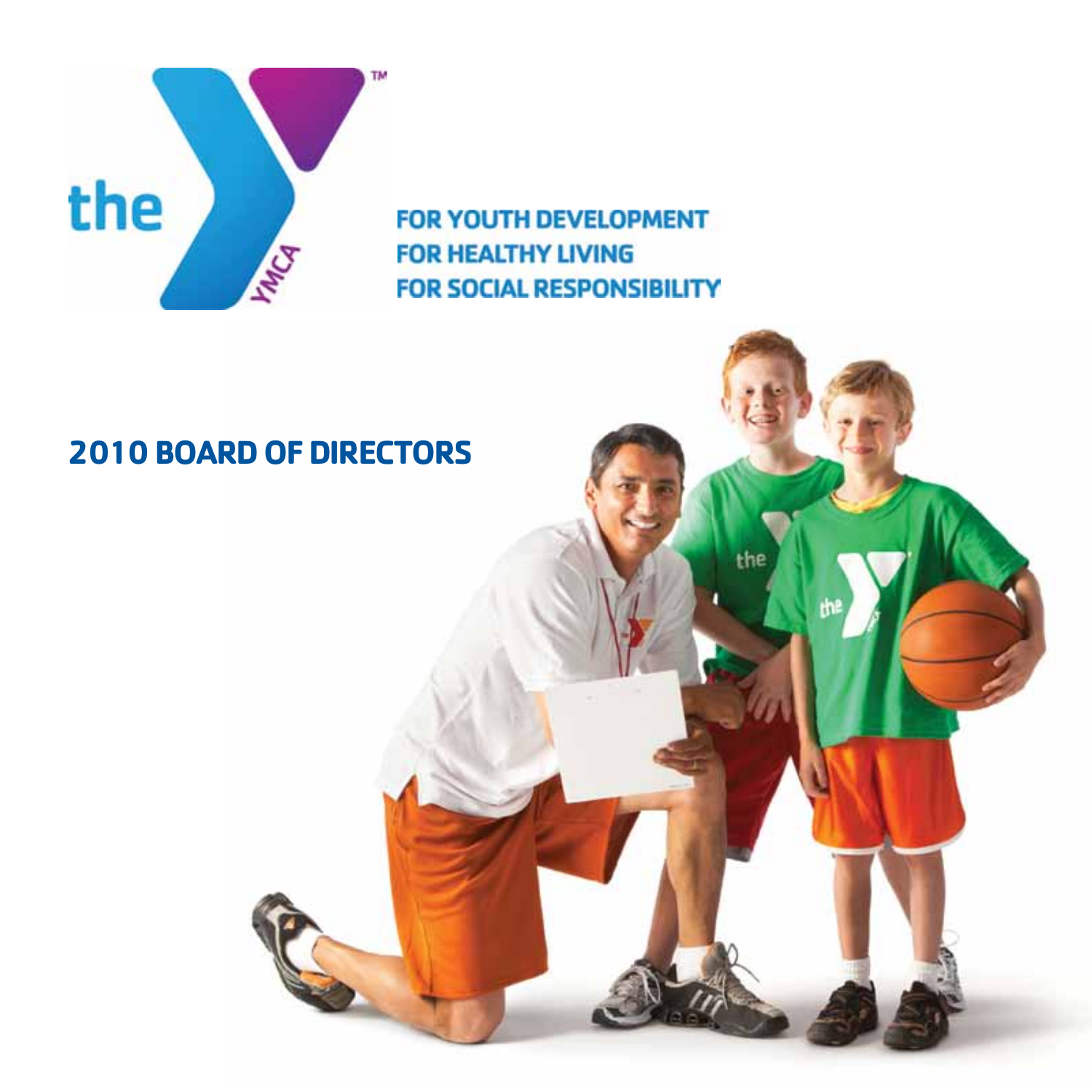FOR YOUTH DEVELOPMENT
FOR HEALTHY LIVING
FOR SOCIAL RESPONSIBILITY

# 2010 BOARD OF DIRECTORS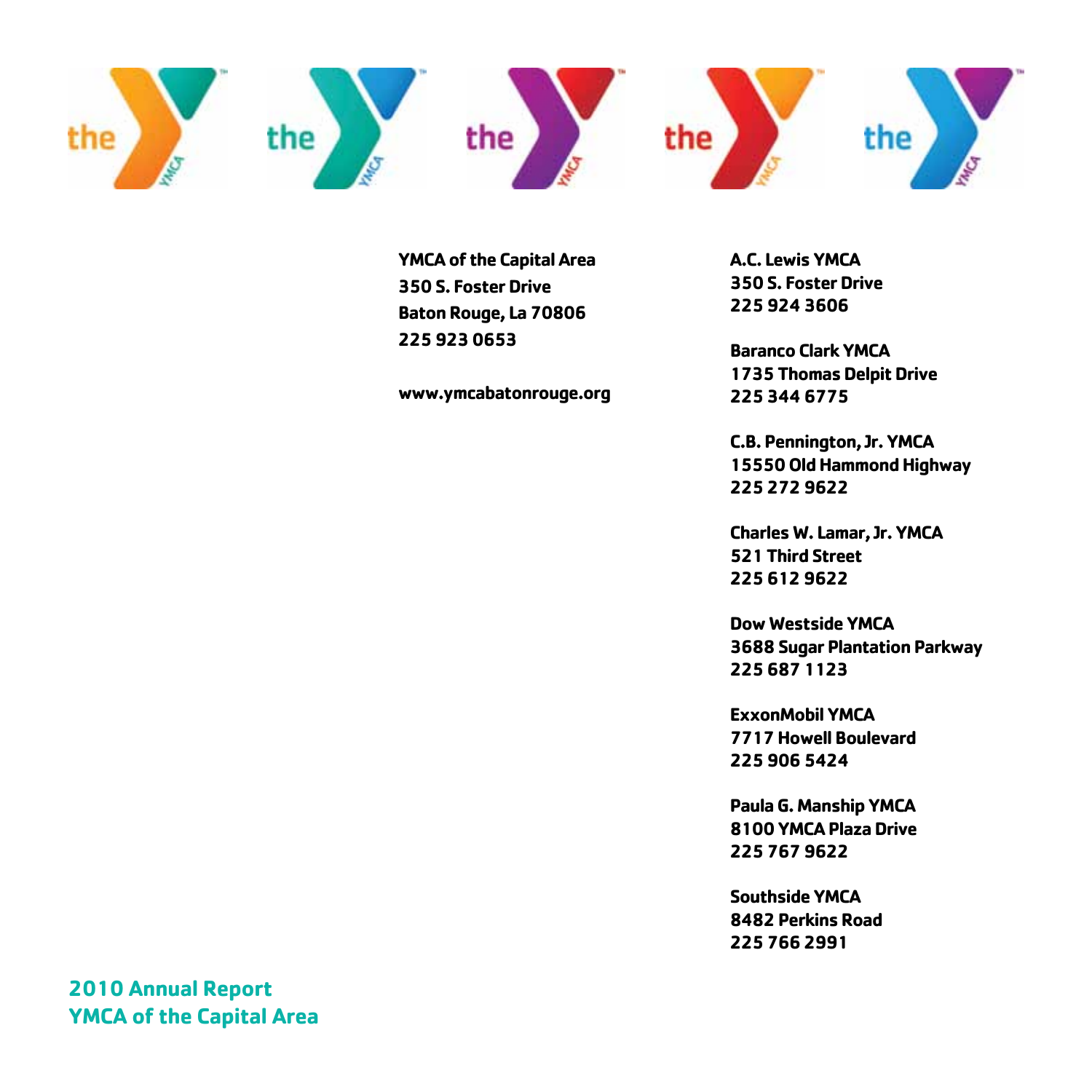**YMCA of the Capital Area**
**350 S. Foster Drive**
**Baton Rouge, La 70806**
**225 923 0653**

**www.ymcabatonrouge.org**

**A.C. Lewis YMCA**
**350 S. Foster Drive**
**225 924 3606**

**Baranco Clark YMCA**
**1735 Thomas Delpit Drive**
**225 344 6775**

**C.B. Pennington, Jr. YMCA**
**15550 Old Hammond Highway**
**225 272 9622**

**Charles W. Lamar, Jr. YMCA**
**521 Third Street**
**225 612 9622**

**Dow Westside YMCA**
**3688 Sugar Plantation Parkway**
**225 687 1123**

**ExxonMobil YMCA**
**7717 Howell Boulevard**
**225 906 5424**

**Paula G. Manship YMCA**
**8100 YMCA Plaza Drive**
**225 767 9622**

**Southside YMCA**
**8482 Perkins Road**
**225 766 2991**

**2010 Annual Report**
**YMCA of the Capital Area**